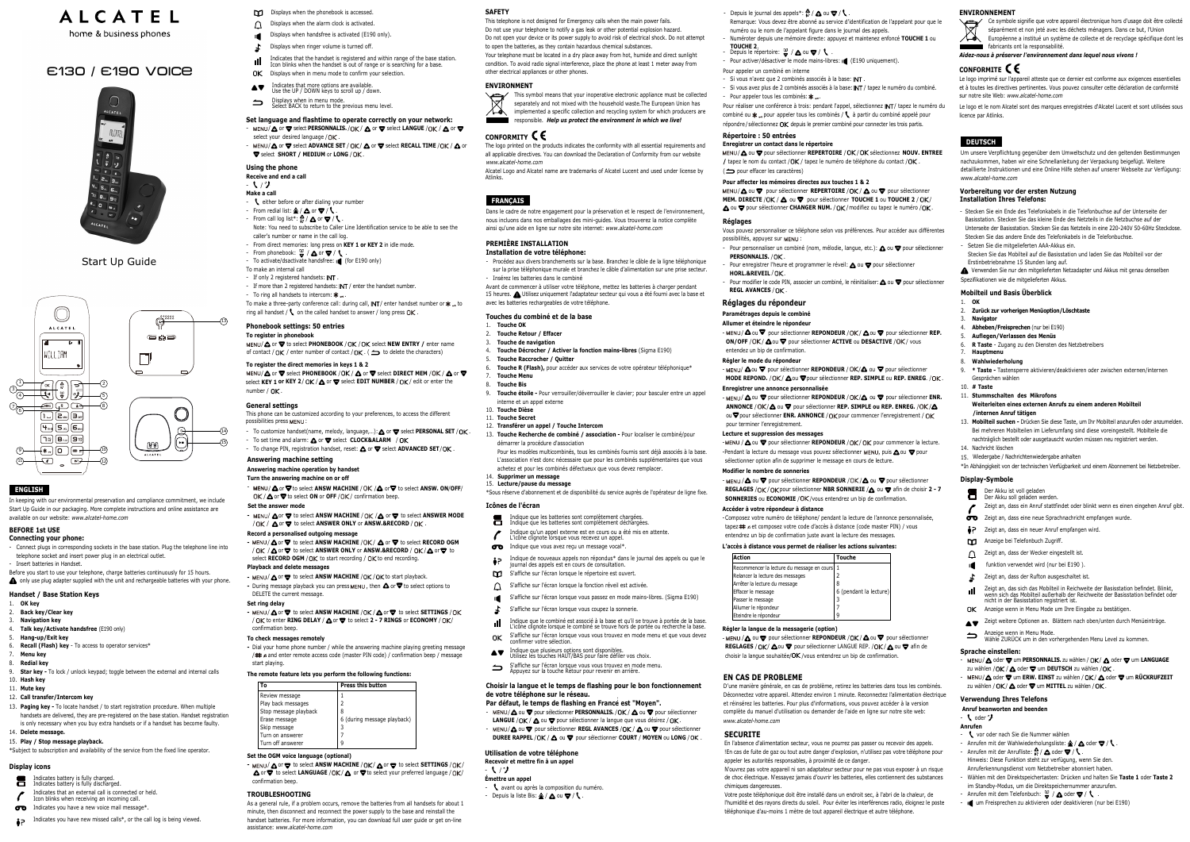# ALCATEL

home & business phones

# E130 / E190 VOICE

Start Up Guide

## ENGLISH

In keeping with our environmental preservation and compliance commitment, we include Start Up Guide in our packaging. More complete instructions and online assistance are available on our website: *www.alcatel-home.com*

### BEFORE 1st USE

**Connecting your phone:**

- Connect plugs in corresponding sockets in the base station. Plug the telephone line into telephone socket and insert power plug in a electrical outlet.
- Insert batteries in Handset.

Before you start to use your telephone, charge batteries continuously for 15 hours.

⚠ only use plug adapter supplied with the unit and rechargeable batteries with your phone.

### Handset / Base Station Keys

1. **OK key**
2. **Back key/Clear key**
3. **Navigation key**
4. **Talk key/Activate handsfree** (E190 only)
5. **Hang-up/Exit key**
6. **Recall (Flash) key** - To access to operator services*
7. **Menu key**
8. **Redial key**
9. **Star key -** To lock / unlock keypad; toggle between the external and internal calls
10. **Hash key**
11. **Mute key**
12. **Call transfer/Intercom key**
13. **Paging key -** To locate handset / start registration procedure. When multiple handsets are delivered, they are pre-registered on the base station. Handset registration is only necessary when you buy extra handsets or if a handset has become faulty.
14. **Delete message.**
15. **Play / Stop message playback.**

*Subject to subscription and availability of the service from the fixed line operator.

### Display icons

- Indicates battery is fully charged. Indicates battery is fully discharged.
- Indicates that an external call is connected or held. Icon blinks when receiving an incoming call.
- Indicates you have a new voice mail message*.
- Indicates you have new missed calls*, or the call log is being viewed.
- Displays when the phonebook is accessed.
- Displays when the alarm clock is activated.
- Displays when handsfree is activated (E190 only).
- Displays when ringer volume is turned off.
- Indicates that the handset is registered and within range of the base station. Icon blinks when the handset is out of range or is searching for a base.
- OK Displays when in menu mode to confirm your selection.
- Indicates that more options are available. Use the UP / DOWN keys to scroll up / down.
- Displays when in menu mode. Select BACK to return to the previous menu level.

### Set language and flashtime to operate correctly on your network:

- MENU/▲ or ▼ select **PERSONNALIS.**/OK/▲ or ▼ select **LANGUE**/OK/▲ or ▼ select your desired language/OK.
- MENU/▲ or ▼ select **ADVANCE SET**/OK/▲ or ▼ select **RECALL TIME**/OK/▲ or ▼ select **SHORT / MEDIUM** or **LONG**/OK.

### Using the phone

**Receive and end a call**

- ☎ / ☎

**Make a call**

- ☎ either before or after dialing your number
- From redial list: ▲/▲ or ▼/☎.
- From call log list*: ▲/▲ or ▼/☎.
  Note: You need to subscribe to Caller Line Identification service to be able to see the caller's number or name in the call log.
- From direct memories: long press on **KEY 1** or **KEY 2** in idle mode.
- From phonebook: ▼/▲ or ▼/☎.
- To activate/deactivate handsfree: (for E190 only)

To make an internal call

- If only 2 registered handsets: INT.
- If more than 2 registered handsets: INT/ enter the handset number.
- To ring all handsets to intercom: ✱.

To make a three-party conference call: during call, INT/ enter handset number or ✱ to ring all handset / ☎ on the called handset to answer / long press OK.

### Phonebook settings: 50 entries

**To register in phonebook**

MENU/▲ or ▼ to select **PHONEBOOK**/OK/OK select **NEW ENTRY**/ enter name of contact/OK/ enter number of contact/OK. (⮌ to delete the characters)

**To register the direct memories in keys 1 & 2**

MENU/▲ or ▼ select **PHONEBOOK**/OK/▲ or ▼ select **DIRECT MEM**/OK/▲ or ▼ select **KEY 1** or **KEY 2**/OK/▲ or ▼ select **EDIT NUMBER**/OK/ edit or enter the number/OK.

### General settings

This phone can be customized according to your preferences, to access the different possibilities press MENU:

- To customize handset(name, melody, language,...): ▲ or ▼ select **PERSONAL SET**/OK.
- To set time and alarm: ▲ or ▼ select **CLOCK&ALARM**/OK
- To change PIN, registration handset, reset: ▲ or ▼ select **ADVANCED SET**/OK.

### Answering machine setting

**Answering machine operation by handset**

**Turn the answering machine on or off**

- MENU/▲ or ▼ to select **ANSW MACHINE**/OK/▲ or ▼ to select **ANSW. ON/OFF**/OK/▲ or ▼ to select **ON** or **OFF**/OK/ confirmation beep.

**Set the answer mode**

- MENU/▲ or ▼ to select **ANSW MACHINE**/OK/▲ or ▼ to select **ANSWER MODE**/OK/▲ or ▼ to select **ANSWER ONLY** or **ANSW.&RECORD**/OK.

**Record a personalised outgoing message**

- MENU/▲ or ▼ to select **ANSW MACHINE**/OK/▲ or ▼ to select **RECORD OGM**/OK/▲ or ▼ to select **ANSWER ONLY** or **ANSW.&RECORD**/OK/▲ or ▼ to select **RECORD OGM**/OK to start recording/OK to end recording.

**Playback and delete messages**

- MENU/▲ or ▼ to select **ANSW MACHINE**/OK/OK to start playback.
- During message playback you can press MENU, then ▲ or ▼ to select options to DELETE the current message.

**Set ring delay**

- MENU/▲ or ▼ to select **ANSW MACHINE**/OK/▲ or ▼ to select **SETTINGS**/OK/OK to enter **RING DELAY**/▲ or ▼ to select **2 - 7 RINGS** or **ECONOMY**/OK/ confirmation beep.

**To check messages remotely**

- Dial your home phone number / while the answering machine playing greeting message /## ⌂ and enter remote access code (master PIN code) / confirmation beep / message start playing.

**The remote feature lets you perform the following functions:**

| To | Press this button |
|---|---|
| Review message | 1 |
| Play back messages | 2 |
| Stop message playback | 8 |
| Erase message | 6 (during message playback) |
| Skip message | 3 |
| Turn on answerer | 7 |
| Turn off answerer | 9 |

**Set the OGM voice language (optional)**

- MENU/▲ or ▼ to select **ANSW MACHINE**/OK/▲ or ▼ to select **SETTINGS**/OK/▲ or ▼ to select **LANGUAGE**/OK/▲ or ▼ to select your preferred language/OK/ confirmation beep.

### TROUBLESHOOTING

As a general rule, if a problem occurs, remove the batteries from all handsets for about 1 minute, then disconnect and reconnect the power supply to the base and reinstall the handset batteries. For more information, you can download full user guide or get on-line assistance: *www.alcatel-home.com*

### SAFETY

This telephone is not designed for Emergency calls when the main power fails.
Do not use your telephone to notify a gas leak or other potential explosion hazard.
Do not open your device or its power supply to avoid risk of electrical shock. Do not attempt to open the batteries, as they contain hazardous chemical substances.
Your telephone must be located in a dry place away from hot, humide and direct sunlight condition. To avoid radio signal interference, place the phone at least 1 meter away from other electrical appliances or other phones.

### ENVIRONMENT

This symbol means that your inoperative electronic appliance must be collected separately and not mixed with the household waste.The European Union has implemented a specific collection and recycling system for which producers are responsible. ***Help us protect the environment in which we live!***

### CONFORMITY CE

The logo printed on the products indicates the conformity with all essential requirements and all applicable directives. You can download the Declaration of Conformity from our website *www.alcatel-home.com*

Alcatel Logo and Alcatel name are trademarks of Alcatel Lucent and used under license by Atlinks.

## FRANÇAIS

Dans le cadre de notre engagement pour la préservation et le respect de l'environnement, nous incluons dans nos emballages des mini-guides. Vous trouverez la notice complète ainsi qu'une aide en ligne sur notre site internet: *www.alcatel-home.com*

### PREMIÈRE INSTALLATION

**Installation de votre téléphone:**

- Procédez aux divers branchements sur la base. Branchez le câble de la ligne téléphonique sur la prise téléphonique murale et branchez le câble d'alimentation sur une prise secteur.
- Insérez les batteries dans le combiné

Avant de commencer à utiliser votre téléphone, mettez les batteries à charger pendant 15 heures. ⚠ Utilisez uniquement l'adaptateur secteur qui vous a été fourni avec la base et avec les batteries rechargeables de votre téléphone.

### Touches du combiné et de la base

1. **Touche OK**
2. **Touche Retour / Effacer**
3. **Touche de navigation**
4. **Touche Décrocher / Activer la fonction mains-libres** (Sigma E190)
5. **Touche Raccrocher / Quitter**
6. **Touche R (Flash),** pour accéder aux services de votre opérateur téléphonique*
7. **Touche Menu**
8. **Touche Bis**
9. **Touche étoile -** Pour verrouiller/déverrouiller le clavier; pour basculer entre un appel interne et un appel externe
10. **Touche Dièse**
11. **Touche Secret**
12. **Transférer un appel / Touche Intercom**
13. **Touche Recherche de combiné / association -** Pour localiser le combiné/pour démarrer la procédure d'association
    Pour les modèles multicombinés, tous les combinés fournis sont déjà associés à la base. L'association n'est donc nécessaire que pour les combinés supplémentaires que vous achetez et pour les combinés défectueux que vous devez remplacer.
14. **Supprimer un message**
15. **Lecture/pause du message**

*Sous réserve d'abonnement et de disponibilité du service auprès de l'opérateur de ligne fixe.

### Icônes de l'écran

- Indique que les batteries sont complètement chargées. Indique que les batteries sont complètement déchargées.
- Indique qu'un appel externe est en cours ou a été mis en attente. L'icône clignote lorsque vous recevez un appel.
- Indique que vous avez reçu un nouveau message vocal*.
- Indique de nouveaux appels non répondus* dans le journal des appels ou que le journal des appels est en cours de consultation.
- S'affiche sur l'écran lorsque le répertoire est ouvert.
- S'affiche sur l'écran lorsque la fonction réveil est activée.
- S'affiche sur l'écran lorsque vous passez en mode mains-libres. (Sigma E190)
- S'affiche sur l'écran lorsque vous coupez la sonnerie.
- Indique que le combiné est associé à la base et qu'il se trouve à portée de la base. L'icône clignote lorsque le combiné se trouve hors de portée ou recherche la base.
- OK S'affiche sur l'écran lorsque vous trouvez en mode menu et que vous devez confirmer votre sélection.
- Indique que plusieurs options sont disponibles. Utilisez les touches HAUT/BAS pour faire défiler vos choix.
- S'affiche sur l'écran lorsque vous vous trouvez en mode menu. Appuyez sur la touche Retour pour revenir en arrière.

### Choisir la langue et le temps de flashing pour le bon fonctionnement de votre téléphone sur le réseau.

**Par défaut, le temps de flashing en France est "Moyen".**

- MENU/▲ ou ▼ pour sélectionner **PERSONNALIS.**/OK/▲ ou ▼ pour sélectionner **LANGUE**/OK/▲ ou ▼ pour sélectionner la langue que vous désirez/OK.
- MENU/▲ ou ▼ pour sélectionner **REGL AVANCES**/OK/▲ ou ▼ pour sélectionner **DUREE RAPPEL**/OK/▲ ou ▼ pour sélectionner **COURT / MOYEN** ou **LONG**/OK.

### Utilisation de votre téléphone

**Recevoir et mettre fin à un appel**

- ☎ / ☎

**Émettre un appel**

- ☎ avant ou après la composition du numéro.
- Depuis la liste Bis: ▲/▲ ou ▼/☎.
- Depuis le journal des appels*: ▲/▲ ou ▼/☎.
  Remarque: Vous devez être abonné au service d'identification de l'appelant pour que le numéro ou le nom de l'appelant figure dans le journal des appels.
- Numéroter depuis une mémoire directe: appuyez et maintenez enfoncé **TOUCHE 1** ou **TOUCHE 2**.
- Depuis le répertoire: ▼/▲ ou ▼/☎.
- Pour activer/désactiver le mode mains-libres: (E190 uniquement).

Pour appeler un combiné en interne

- Si vous n'avez que 2 combinés associés à la base: INT.
- Si vous avez plus de 2 combinés associés à la base: INT/ tapez le numéro du combiné.
- Pour appeler tous les combinés: ✱.

Pour réaliser une conférence à trois: pendant l'appel, sélectionnez INT/ tapez le numéro du combiné ou ✱ pour appeler tous les combinés / ☎ à partir du combiné appelé pour répondre/sélectionnez OK depuis le premier combiné pour connecter les trois parties.

### Répertoire : 50 entrées

**Enregistrer un contact dans le répertoire**

MENU/▲ ou ▼ pour sélectionner **REPERTOIRE**/OK/OK sélectionnez **NOUV. ENTREE**/ tapez le nom du contact/OK/ tapez le numéro de téléphone du contact/OK.
(⮌ pour effacer les caractères)

**Pour affecter les mémoires directes aux touches 1 & 2**

MENU/▲ ou ▼ pour sélectionner **REPERTOIRE**/OK/▲ ou ▼ pour sélectionner **MEM. DIRECTE**/OK/▲ ou ▼ pour sélectionner **TOUCHE 1** ou **TOUCHE 2**/OK/▲ ou ▼ pour sélectionner **CHANGER NUM.**/OK/modifiez ou tapez le numéro/OK.

### Réglages

Vous pouvez personnaliser ce téléphone selon vos préférences. Pour accéder aux différentes possibilités, appuyez sur MENU:

- Pour personnaliser un combiné (nom, mélodie, langue, etc.): ▲ ou ▼ pour sélectionner **PERSONNALIS.**/OK.
- Pour enregistrer l'heure et programmer le réveil: ▲ ou ▼ pour sélectionner **HORL.&REVEIL**/OK.
- Pour modifier le code PIN, associer un combiné, le réinitialiser: ▲ ou ▼ pour sélectionner **REGL AVANCES**/OK.

### Réglages du répondeur

**Paramétrages depuis le combiné**

**Allumer et éteindre le répondeur**

- MENU/▲ ou ▼ pour sélectionner **REPONDEUR**/OK/▲ ou ▼ pour sélectionner **REP. ON/OFF**/OK/▲ ou ▼ pour sélectionner **ACTIVE** ou **DESACTIVE**/OK/ vous entendez un bip de confirmation.

**Régler le mode du répondeur**

- MENU/▲ ou ▼ pour sélectionner **REPONDEUR**/OK/▲ ou ▼ pour sélectionner **MODE REPOND.**/OK/▲ ou ▼ pour sélectionner **REP. SIMPLE** ou **REP. ENREG.**/OK.

**Enregistrer une annonce personnalisée**

- MENU/▲ ou ▼ pour sélectionner **REPONDEUR**/OK/▲ ou ▼ pour sélectionner **ENR. ANNONCE**/OK/▲ ou ▼ pour sélectionner **REP. SIMPLE** ou **REP. ENREG.**/OK/▲ ou ▼ pour sélectionner **ENR. ANNONCE**/OK pour commencer l'enregistrement / OK pour terminer l'enregistrement.

**Lecture et suppression des messages**

- MENU/▲ ou ▼ pour sélectionner **REPONDEUR**/OK/OK pour commencer la lecture.
- Pendant la lecture du message vous pouvez sélectionner MENU, puis ▲ ou ▼ pour sélectionner option afin de supprimer le message en cours de lecture.

**Modifier le nombre de sonneries**

- MENU/▲ ou ▼ pour sélectionner **REPONDEUR**/OK/▲ ou ▼ pour sélectionner **REGLAGES**/OK/OK pour sélectionner **NBR SONNERIE**/▲ ou ▼ afin de choisir **2 - 7 SONNERIES** ou **ECONOMIE**/OK/vous entendrez un bip de confirmation.

**Accéder à votre répondeur à distance**

- Composez votre numéro de téléphone/ pendant la lecture de l'annonce personnalisée, tapez ## ⌂ et composez votre code d'accès à distance (code master PIN) / vous entendez un bip de confirmation juste avant la lecture des messages.

**L'accès à distance vous permet de réaliser les actions suivantes:**

| Action | Touche |
|---|---|
| Recommencer la lecture du message en cours | 1 |
| Relancer la lecture des messages | 2 |
| Arrêter la lecture du message | 8 |
| Effacer le message | 6 (pendant la lecture) |
| Passer le message | 3 |
| Allumer le répondeur | 7 |
| Éteindre le répondeur | 9 |

**Régler la langue de la messagerie (option)**

- MENU/▲ ou ▼ pour sélectionner **REPONDEUR**/OK/▲ ou ▼ pour sélectionner **REGLAGES**/OK/▲ ou ▼ pour sélectionner LANGUE REP./OK/▲ ou ▼ afin de choisir la langue souhaitée/OK/vous entendrez un bip de confirmation.

### EN CAS DE PROBLEME

D'une manière générale, en cas de problème, retirez les batteries dans tous les combinés. Déconnectez votre appareil. Attendez environ 1 minute. Reconnectez l'alimentation électrique et réinsérez les batteries. Pour plus d'informations, vous pouvez accéder à la version complète du manuel d'utilisation ou demander de l'aide en ligne sur notre site web: *www.alcatel-home.com*

### SECURITE

En l'absence d'alimentation secteur, vous ne pourrez pas passer ou recevoir des appels. !En cas de fuite de gaz ou tout autre danger d'explosion, n'utilisez pas votre téléphone pour appeler les autorités responsables, à proximité de ce danger.
N'ouvrez pas votre appareil ni son adaptateur secteur pour ne pas vous exposer à un risque de choc électrique. N'essayez jamais d'ouvrir les batteries, elles contiennent des substances chimiques dangereuses.
Votre poste téléphonique doit être installé dans un endroit sec, à l'abri de la chaleur, de l'humidité et des rayons directs du soleil. Pour éviter les interférences radio, éloignez le poste téléphonique d'au-moins 1 mètre de tout appareil électrique et autre téléphone.

### ENVIRONNEMENT

Ce symbole signifie que votre appareil électronique hors d'usage doit être collecté séparément et non jeté avec les déchets ménagers. Dans ce but, l'Union Européenne a institué un système de collecte et de recyclage spécifique dont les fabricants ont la responsabilité.

***Aidez-nous à préserver l'environnement dans lequel nous vivons !***

### CONFORMITÉ CE

Le logo imprimé sur l'appareil atteste que ce dernier est conforme aux exigences essentielles et à toutes les directives pertinentes. Vous pouvez consulter cette déclaration de conformité sur notre site Web: *www.alcatel-home.com*

Le logo et le nom Alcatel sont des marques enregistrées d'Alcatel Lucent et sont utilisées sous licence par Atlinks.

## DEUTSCH

Um unsere Verpflichtung gegenüber dem Umweltschutz und den geltenden Bestimmungen nachzukommen, haben wir eine Schnellanleitung der Verpackung beigefügt. Weitere detaillierte Instruktionen und eine Online Hilfe stehen auf unserer Webseite zur Verfügung: *www.alcatel-home.com*

### Vorbereitung vor der ersten Nutzung

**Installation Ihres Telefons:**

- Stecken Sie ein Ende des Telefonkabels in die Telefonbuchse auf der Unterseite der Basisstation. Stecken Sie das kleine Ende des Netzteils in die Netzbuchse auf der Unterseite der Basisstation. Stecken Sie das Netzteil in eine 220-240V 50-60Hz Steckdose. Stecken Sie das andere Ende des Telefonkabels in die Telefonbuchse.
- Setzen Sie die mitgelieferten AAA-Akkus ein.
  Stecken Sie das Mobilteil auf die Basisstation und laden Sie das Mobilteil vor der Erstinbetriebnahme 15 Stunden lang auf.

⚠ Verwenden Sie nur den mitgelieferten Netzadapter und Akkus mit genau denselben Spezifikationen wie die mitgelieferten Akkus.

### Mobilteil und Basis Überblick

1. **OK**
2. **Zurück zur vorherigen Menüoption/Löschtaste**
3. **Navigator**
4. **Abheben/Freisprechen** (nur bei E190)
5. **Auflegen/Verlassen des Menüs**
6. **R Taste** - Zugang zu den Diensten des Netzbetreibers
7. **Hauptmenu**
8. **Wahlwiederholung**
9. *** Taste -** Tastensperre aktivieren/deaktivieren oder zwischen externen/internen Gesprächen wählen
10. **# Taste**
11. **Stummschalten des Mikrofons**
    **Weiterleiten eines externen Anrufs zu einem anderen Mobilteil /internen Anruf tätigen**
13. **Mobilteil suchen -** Drücken Sie diese Taste, um Ihr Mobilteil anzurufen oder anzumelden. Bei mehreren Mobilteilen im Lieferumfang sind diese voreingestellt. Mobilteile die nachträglich bestellt oder ausgetauscht wurden müssen neu registriert werden.
14. Nachricht löschen
15. Wiedergabe / Nachrichtenwiedergabe anhalten

*In Abhängigkeit von der technischen Verfügbarkeit und einem Abonnement bei Netzbetreiber.

### Display-Symbole

- Der Akku ist voll geladen. Der Akku soll geladen werden.
- Zeigt an, dass ein Anruf stattfindet oder blinkt wenn es einen eingehen Anruf gibt.
- Zeigt an, dass eine neue Sprachnachricht empfangen wurde.
- Zeigt an, dass ein neuer Anruf empfangen wird.
- Anzeige bei Telefonbuch Zugriff.
- Zeigt an, dass der Wecker eingestellt ist.
- funktion verwendet wird (nur für E190 ).
- Zeigt an, dass der Rufton ausgeschaltet ist.
- Zeigt an, dass sich das Mobilteil in Reichweite der Basisstation befindet. Blinkt, wenn sich das Mobilteil außerhalb der Reichweite der Basisstation befindet oder nicht in der Basisstation registriert ist.
- OK Anzeige wenn in Menu Mode um Ihre Eingabe zu bestätigen.
- Zeigt weitere Optionen an. Blättern nach oben/unten durch Menüeinträge.
- Anzeige wenn in Menu Mode. Wähle ZURÜCK um in den vorhergehenden Menu Level zu kommen.

### Sprache einstellen:

- MENU/▲ oder ▼ um **PERSONNALIS.** zu wählen/OK/▲ oder ▼ um **LANGUAGE** zu wählen/OK/▲ oder ▼ um **DEUTSCH** zu wählen/OK.
- MENU/▲ oder ▼ um **ERW. EINST** zu wählen/OK/▲ oder ▼ um **RÜCKRUFZEIT** zu wählen/OK/▲ oder ▼ um **MITTEL** zu wählen/OK.

### Verwendung Ihres Telefons

**Anruf beantworten und beenden**

- ☎ oder ☎

**Anrufen**

- ☎ vor oder nach Sie die Nummer wählen
- Anrufen mit der Wahlwiederholungsliste: ▲/▲ oder ▼/☎.
- Anrufen mit der Anrufliste: ▲/▲ oder ▼/☎.
  Hinweis: Diese Funktion steht zur verfügung, wenn Sie den. Anruferkennungsdienst vom Netzbetreiber abonniert haben.
- Wählen mit den Direktspeichertasten: Drücken und halten Sie **Taste 1** oder **Taste 2** im Standby-Modus, um die Direktspeichernummer anzurufen.
- Anrufen mit dem Telefonbuch: ▼/▲ oder ▼/☎.
- um Freisprechen zu aktivieren oder deaktivieren (nur bei E190)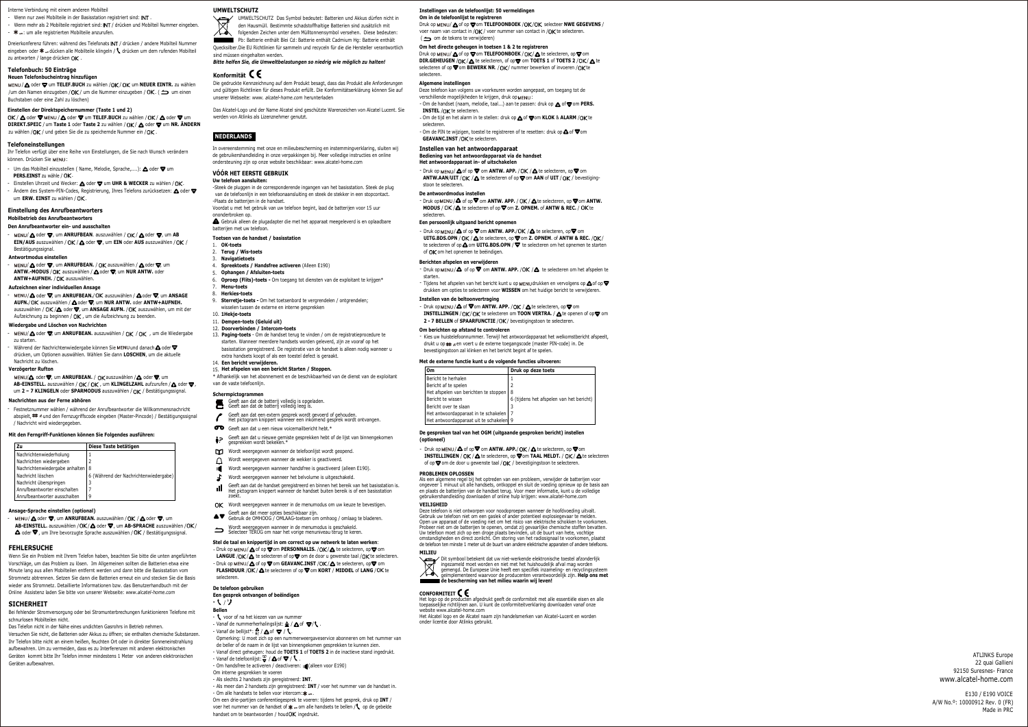Interne Verbindung mit einem anderen Mobilteil

- Wenn nur zwei Mobilteile in der Basisstation registriert sind: INT.
- Wenn mehr als 2 Mobilteile registriert sind: INT / drücken und Mobilteil Nummer eingeben.
- ✱ : um alle registrierten Mobilteile anzurufen.

Dreierkonferenz führen: während des Telefonats INT / drücken / andere Mobilteil Nummer eingeben oder ✱ drücken alle Mobilteile klingeln / drücken um dem rufenden Mobilteil zu antworten / lange drücken OK.

## Telefonbuch: 50 Einträge

**Neuen Telefonbucheintrag hinzufügen**

MENU / ▲ oder ▼ um **TELEF.BUCH** zu wählen / OK / OK um **NEUER EINTR.** zu wählen /um den Namen einzugeben / OK / um die Nummer einzugeben / OK. ( um einen Buchstaben oder eine Zahl zu löschen)

**Einstellen der Direktspeichernummer (Taste 1 und 2)**

OK / ▲ oder ▼ MENU / ▲ oder ▼ um **TELEF.BUCH** zu wählen / OK / ▲ oder ▼ um **DIREKT.SPEIC** / um **Taste 1** oder **Taste 2** zu wählen / OK / ▲ oder ▼ um **NR. ÄNDERN** zu wählen / OK / und geben Sie die zu speichernde Nummer ein / OK.

## Telefoneinstellungen

Ihr Telefon verfügt über eine Reihe von Einstellungen, die Sie nach Wunsch verändern können. Drücken Sie MENU:

- Um das Mobilteil einzustellen ( Name, Melodie, Sprache,....): ▲ oder ▼ um **PERS.EINST** zu wähle / OK.
- Einstellen Uhrzeit und Wecker: ▲ oder ▼ um **UHR & WECKER** zu wählen / OK.
- Ändern des System-PIN-Codes, Registrierung, Ihres Telefons zurücksetzen: ▲ oder ▼ um **ERW. EINST** zu wählen / OK.

## Einstellung des Anrufbeantworters

**Mobilbetrieb des Anrufbeantworters**

**Den Anrufbeantworter ein- und ausschalten**

- MENU / ▲ oder ▼, um **ANRUFBEAN.** auszuwählen / OK / ▲ oder ▼, um **AB EIN/AUS** auszuwählen / OK / ▲ oder ▼, um **EIN** oder **AUS** auszuwählen / OK / Bestätigungssignal.

**Antwortmodus einstellen**

- MENU / ▲ oder ▼, um **ANRUFBEAN.** / OK auszuwählen / ▲ oder ▼, um **ANTW.-MODUS** / OK auszuwählen / ▲ oder ▼, um **NUR ANTW.** oder **ANTW+AUFNEH.** / OK auszuwählen.

**Aufzeichnen einer individuellen Ansage**

- MENU / ▲ oder ▼, um **ANRUFBEAN.** / OK auszuwählen / ▲ oder ▼, um **ANSAGE AUFN.** / OK auszuwählen / ▲ oder ▼, um **NUR ANTW.** oder **ANTW+AUFNEH.** auszuwählen / OK / ▲ oder ▼, um **ANSAGE AUFN.** / OK auszuwählen, um mit der Aufzeichnung zu beginnen / OK , um die Aufzeichnung zu beenden.

**Wiedergabe und Löschen von Nachrichten**

- MENU / ▲ oder ▼, um **ANRUFBEAN.** auszuwählen / OK / OK , um die Wiedergabe zu starten.
- Während der Nachrichtenwiedergabe können Sie MENU und danach ▲ oder ▼ drücken, um Optionen auszuwählen. Wählen Sie dann **LOSCHEN**, um die aktuelle Nachricht zu löschen.

**Verzögerter Rufton**

MENU / ▲ oder ▼, um **ANRUFBEAN.** / OK auszuwählen / ▲ oder ▼, um **AB-EINSTELL.** auszuwählen / OK / OK , um **KLINGELZAHL** aufzurufen / ▲ oder ▼, um **2 – 7 KLINGELN** oder **SPARMODUS** auszuwählen / OK / Bestätigungssignal.

**Nachrichten aus der Ferne abhören**

- Festnetznummer wählen / während der Anrufbeantworter die Willkommensnachricht abspielt, # ⌿ und den Fernzugriffscode eingeben (Master-Pincode) / Bestätigungssignal / Nachricht wird wiedergegeben.

**Mit den Ferngriff-Funktionen können Sie Folgendes ausführen:**

| Zu | Diese Taste betätigen |
|---|---|
| Nachrichtenwiederholung | 1 |
| Nachrichten wiedergeben | 2 |
| Nachrichtenwiedergabe anhalten | 8 |
| Nachricht löschen | 6 (Während der Nachrichtenwiedergabe) |
| Nachricht überspringen | 3 |
| Anrufbeantworter einschalten | 7 |
| Anrufbeantworter ausschalten | 9 |

**Ansage-Sprache einstellen (optional)**

- MENU / ▲ oder ▼, um **ANRUFBEAN.** auszuwählen / OK / ▲ oder ▼, um **AB-EINSTELL.** auszuwählen / OK / ▲ oder ▼, um **AB-SPRACHE** auszuwählen / OK / ▲ oder ▼ , um Ihre bevorzugte Sprache auszuwählen / OK / Bestätigungssignal.

## FEHLERSUCHE

Wenn Sie ein Problem mit Ihrem Telefon haben, beachten Sie bitte die unten angeführten Vorschläge, um das Problem zu lösen. Im Allgemeinen sollten die Batterien etwa eine Minute lang aus allen Mobilteilen entfernt werden und dann bitte die Basisstation vom Stromnetz abtrennen. Setzen Sie dann die Batterien erneut ein und stecken Sie die Basis wieder ans Stromnetz. Detaillierte Informationen bzw. das Benutzerhandbuch mit der Online Assistenz laden Sie bitte von unserer Webseite: *www.alcatel-home.com*

## SICHERHEIT

Bei fehlender Stromversorgung oder bei Stromunterbrechungen funktionieren Telefone mit schnurlosen Mobilteilen nicht.

Das Telefon nicht in der Nähe eines undichten Gasrohrs in Betrieb nehmen.

Versuchen Sie nicht, die Batterien oder Akkus zu öffnen; sie enthalten chemische Substanzen. Ihr Telefon bitte nicht an einem heißen, feuchten Ort oder in direkter Sonneneinstrahlung aufbewahren. Um zu vermeiden, dass es zu Interferenzen mit anderen elektronischen Geräten kommt bitte Ihr Telefon immer mindestens 1 Meter von anderen elektronischen Geräten aufbewahren.

## UMWELTSCHUTZ

UMWELTSCHUTZ Das Symbol bedeutet: Batterien und Akkus dürfen nicht in den Hausmüll. Bestimmte schadstoffhaltige Batterien sind zusätzlich mit folgenden Zeichen unter dem Mülltonnensymbol versehen. Diese bedeuten: Pb: Batterie enthält Blei Cd: Batterie enthält Cadmium Hg: Batterie enthält Quecksilber. Die EU Richtlinien für sammeln und recyceln für die Hersteller verantwortlich sind müssen eingehalten werden.

***Bitte helfen Sie, die Umweltbelastungen so niedrig wie möglich zu halten!***

## Konformität CE

Die gedruckte Kennzeichnung auf dem Produkt besagt, dass das Produkt alle Anforderungen und gültigen Richtlinien für dieses Produkt erfüllt. Die Konformitätserklärung können Sie auf unserer Webseite: www. *alcatel-home.com* herunterladen

Das Alcatel-Logo und der Name Alcatel sind geschützte Warenzeichen von Alcatel Lucent. Sie werden von Atlinks als Lizenznehmer genutzt.

## NEDERLANDS

In overeenstemming met onze en milieubescherming en instemmingverklaring, sluiten wij de gebruikershandleiding in onze verpakkingen bij. Meer volledige instructies en online ondersteuning zijn op onze website beschikbaar: www.alcatel-home.com

## VÓÓR HET EERSTE GEBRUIK

**Uw telefoon aansluiten:**

-Steek de pluggen in de corresponderende ingangen van het basisstation. Steek de plug van de telefoonlijn in een telefoonaansluiting en steek de stekker in een stopcontact.

-Plaats de batterijen in de handset.

Voordat u met het gebruik van uw telefoon begint, laad de batterijen voor 15 uur ononderbroken op.

Gebruik alleen de plugadapter die met het apparaat meegeleverd is en oplaadbare batterijen met uw telefoon.

**Toetsen van de handset / basisstation**

1. **OK-toets**
2. **Terug / Wis-toets**
3. **Navigatietoets**
4. **Spreektoets / Handsfree activeren** (Alleen E190)
5. **Ophangen / Afsluiten-toets**
6. **Oproep (Flits)-toets -** Om toegang tot diensten van de exploitant te krijgen*
7. **Menu-toets**
8. **Herkies-toets**
9. **Sterretje-toets -** Om het toetsenbord te vergrendelen / ontgrendelen; wisselen tussen de externe en interne gesprekken
10. **1Hekje-toets**
11. **Dempen-toets (Geluid uit)**
12. **Doorverbinden / Intercom-toets**
13. **Paging-toets** - Om de handset terug te vinden / om de registratieprocedure te starten. Wanneer meerdere handsets worden geleverd, zijn ze vooraf op het basisstation geregistreerd. De registratie van de handset is alleen nodig wanneer u extra handsets koopt of als een toestel defect is geraakt.
14. **Een bericht verwijderen.**
15. **Het afspelen van een bericht Starten / Stoppen.**

\* Afhankelijk van het abonnement en de beschikbaarheid van de dienst van de exploitant van de vaste telefoonlijn.

**Schermpictogrammen**

- Geeft aan dat de batterij volledig is opgeladen. Geeft aan dat de batterij volledig leeg is.
- Geeft aan dat een extern gesprek wordt gevoerd of gehouden. Het pictogram knippert wanneer een inkomend gesprek wordt ontvangen.
- Geeft aan dat u een nieuw voicemailbericht hebt.*
- Geeft aan dat u nieuwe gemiste gesprekken hebt of de lijst van binnengekomen gesprekken wordt bekeken.*
- Wordt weergegeven wanneer de telefoonlijst wordt geopend.
- Wordt weergegeven wanneer de wekker is geactiveerd.
- Wordt weergegeven wanneer handsfree is geactiveerd (alleen E190).
- Wordt weergegeven wanneer het belvolume is uitgeschakeld.
- Geeft aan dat de handset geregistreerd en binnen het bereik van het basisstation is. Het pictogram knippert wanneer de handset buiten bereik is of een basisstation zoekt.
- OK Wordt weergegeven wanneer in de menumodus om uw keuze te bevestigen.
- ▲▼ Geeft aan dat meer opties beschikbaar zijn. Gebruik de OMHOOG / OMLAAG-toetsen om omhoog / omlaag te bladeren.
- Wordt weergegeven wanneer in de menumodus is geschakeld. Selecteer TERUG om naar het vorige menuniveau terug te keren.

**Stel de taal en knippertijd in om correct op uw netwerk te laten werken**:

- Druk op MENU / ▲ of op ▼ om **PERSONNALIS.** / OK / ▲ te selecteren, op ▼ om **LANGUE** / OK / ▲ te selecteren of op ▼ om de door u gewenste taal / OK te selecteren.
- Druk op MENU / ▲ of op ▼ om **GEAVANC.INST** / OK / ▲ te selecteren, op ▼ om **FLASHDUUR** / OK / ▲ te selecteren of op ▼ om **KORT** / **MIDDEL** of **LANG** / OK te selecteren.

**De telefoon gebruiken**

**Een gesprek ontvangen of beëindigen**

**Bellen**

- voor of na het kiezen van uw nummer
- Vanaf de nummerherhalingslijst: / ▲ of ▼ / .
- Vanaf de bellijst*: / ▲ of ▼ / .

Opmerking: U moet zich op een nummerweergaveservice abonneren om het nummer van de beller of de naam in de lijst van binnengekomen gesprekken te kunnen zien.

- Vanaf direct geheugen: houd de **TOETS 1** of **TOETS 2** in de inactieve stand ingedrukt.
- Vanaf de telefoonlijst: / ▲ of ▼ / .
- Om handsfree te activeren / deactiveren: (alleen voor E190)

Om interne gesprekken te voeren

- Als slechts 2 handsets zijn geregistreerd: **INT**.
- Als meer dan 2 handsets zijn geregistreerd: **INT** / voer het nummer van de handset in.
- Om alle handsets te bellen voor intercom: ✱ .

Om een drie-partijen conferentiegesprek te voeren: tijdens het gesprek, druk op **INT** / voer het nummer van de handset of ✱ om alle handsets te bellen / op de gebelde handset om te beantwoorden / houd OK ingedrukt.

**Instellingen van de telefoonlijst: 50 vermeldingen**

**Om in de telefoonlijst te registreren**

Druk op MENU / ▲ of op ▼ om **TELEFOONBOEK** / OK / OK selecteer **NWE GEGEVENS** / voer naam van contact in / OK / voer nummer van contact in / OK te selecteren. ( om de tekens te verwijderen)

**Om het directe geheugen in toetsen 1 & 2 te registreren**

Druk op MENU / ▲ of op ▼ om **TELEFOONBOEK** / OK / ▲ te selecteren, op ▼ om **DIR.GEHEUGEN** / OK / ▲ te selecteren, of op ▼ om **TOETS 1** of **TOETS 2** / OK / ▲ te selecteren of op ▼ om **BEWERK NR.** / OK / nummer bewerken of invoeren / OK te selecteren.

**Algemene instellingen**

Deze telefoon kan volgens uw voorkeuren worden aangepast, om toegang tot de verschillende mogelijkheden te krijgen, druk op MENU :

- Om de handset (naam, melodie, taal...) aan te passen: druk op ▲ of ▼ om **PERS. INSTEL** / OK te selecteren.
- Om de tijd en het alarm in te stellen: druk op ▲ of ▼ om **KLOK** & **ALARM** / OK te selecteren.
- Om de PIN te wijzigen, toestel te registreren of te resetten: druk op ▲ of ▼ om **GEAVANC.INST** / OK te selecteren.

**Instellen van het antwoordapparaat**

**Bediening van het antwoordapparaat via de handset**

**Het antwoordapparaat in- of uitschakelen**

- Druk op MENU / ▲ of op ▼ om **ANTW. APP.** / OK / ▲ te selecteren, op ▼ om **ANTW.AAN/UIT** / OK / ▲ te selecteren of op ▼ om **AAN** of **UIT** / OK / bevestigingstoon te selecteren.

**De antwoordmodus instellen**

- Druk op MENU / ▲ of op ▼ om **ANTW. APP.** / OK / ▲ te selecteren, op ▼ om **ANTW. MODUS** / OK / ▲ te selecteren of op ▼ om **Z. OPNEM.** of **ANTW & REC.** / OK te selecteren.

**Een persoonlijk uitgaand bericht opnemen**

- Druk op MENU / ▲ of op ▼ om **ANTW. APP.** / OK / ▲ te selecteren, op ▼ om **UITG.BDS.OPN** / OK / ▲ te selecteren, op ▼ om **Z. OPNEM.** of **ANTW & REC.** / OK / te selecteren of op ▲ om **UITG.BDS.OPN** / ▼ te selecteren om het opnemen te starten of OK om het opnemen te beëindigen.

**Berichten afspelen en verwijderen**

- Druk op MENU / ▲ of op ▼ om **ANTW. APP.** / OK / ▲ te selecteren om het afspelen te starten.
- Tijdens het afspelen van het bericht kunt u op MENU drukken en vervolgens op ▲ of op ▼ drukken om opties te selecteren voor **WISSEN** om het huidige bericht te verwijderen.

**Instellen van de beltoonvertraging**

- Druk op MENU / ▲ of ▼ om **ANTW. APP.** / OK / ▲ te selecteren, op ▼ om **INSTELLINGEN** / OK / OK te selecteren om **TOON VERTRA.** / ▲ te openen of op ▼ om **2 - 7 BELLEN** of **SPAARFUNCTIE** / OK / bevestigingstoon te selecteren.

**Om berichten op afstand te controleren**

- Kies uw huistelefoonnummer. Terwijl het antwoordapparaat het welkomstbericht afspeelt, drukt u op # ⌿ en voert u de externe toegangscode (master PIN-code) in. De bevestigingstoon zal klinken en het bericht begint af te spelen.

**Met de externe functie kunt u de volgende functies uitvoeren:**

| Om | Druk op deze toets |
|---|---|
| Bericht te herhalen | 1 |
| Bericht af te spelen | 2 |
| Het afspelen van berichten te stoppen | 8 |
| Bericht te wissen | 6 (tijdens het afspelen van het bericht) |
| Bericht over te slaan | 3 |
| Het antwoordapparaat in te schakelen | 7 |
| Het antwoordapparaat uit te schakelen | 9 |

**De gesproken taal van het OGM (uitgaande gesproken bericht) instellen (optioneel)**

- Druk op MENU / ▲ of op ▼ om **ANTW. APP.** / OK / ▲ te selecteren, op ▼ om **INSTELLINGEN** / OK / ▲ te selecteren, op ▼ om **TAAL MELDT.** / OK / ▲ te selecteren of op ▼ om de door u gewenste taal / OK / bevestigingstoon te selecteren.

**PROBLEMEN OPLOSSEN**

Als een algemene regel bij het optreden van een probleem, verwijder de batterijen voor ongeveer 1 minuut uit alle handsets, ontkoppel en sluit de voeding opnieuw op de basis aan en plaats de batterijen van de handset terug. Voor meer informatie, kunt u de volledige gebruikershandleiding downloaden of online hulp krijgen: www.alcatel-home.com

**VEILIGHEID**

Deze telefoon is niet ontworpen voor noodoproepen wanneer de hoofdvoeding uitvalt. Gebruik uw telefoon niet om een gaslek of ander potentieel explosiegevaar te melden. Open uw apparaat of de voeding niet om het risico van elektrische schokken te voorkomen. Probeer niet om de batterijen te openen, omdat zij gevaarlijke chemische stoffen bevatten. Uw telefoon moet zich op een droge plaats bevinden, uit de buurt van hete, vochtige omstandigheden en direct zonlicht. Om storing van het radiosignaal te voorkomen, plaatst de telefoon ten minste 1 meter uit de buurt van andere elektrische apparaten of andere telefoons.

**MILIEU**

Dit symbool betekent dat uw niet-werkende elektronische toestel afzonderlijk ingezameld moet worden en niet met het huishoudelijk afval mag worden gemengd. De Europese Unie heeft een specifiek inzameling- en recyclingsysteem geïmplementeerd waarvoor de producenten verantwoordelijk zijn. **Help ons met de bescherming van het milieu waarin wij leven!**

**CONFORMITEIT CE**

Het logo op de producten afgedrukt geeft de conformiteit met alle essentiële eisen en alle toepasselijke richtlijnen aan. U kunt de conformiteitverklaring downloaden vanaf onze website www.alcatel-home.com

Het Alcatel logo en de Alcatel naam zijn handelsmerken van Alcatel-Lucent en worden onder licentie door Atlinks gebruikt.

ATLINKS Europe
22 quai Gallieni
92150 Suresnes- France
www.alcatel-home.com

E130 / E190 VOICE
A/W No°: 10000912 Rev. 0 (FR)
Made in PRC